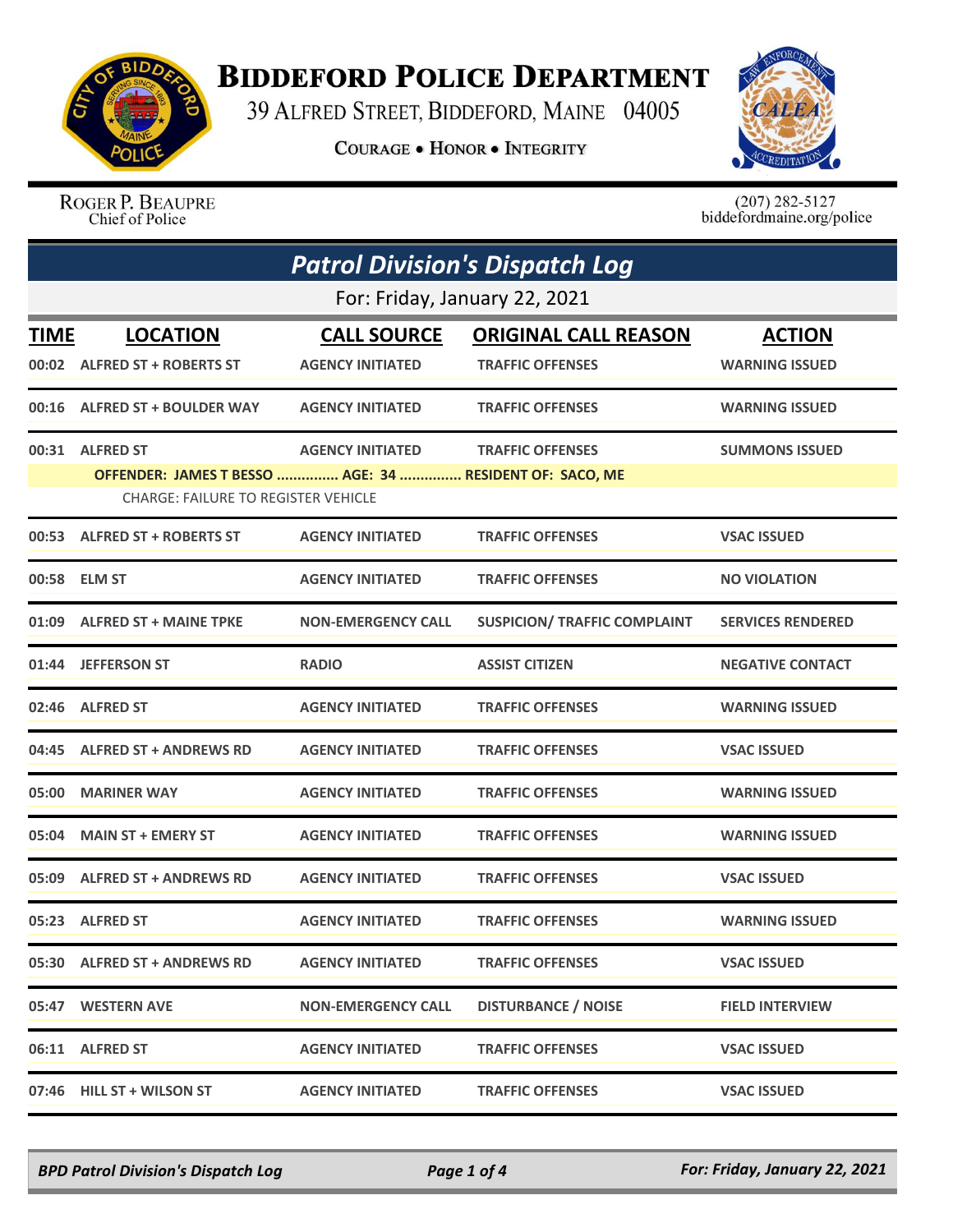# Biddeford Police Department

39 Alfred Street, Biddeford, Maine 04005

Courage • Honor • Integrity

Roger P. Beaupre
Chief of Police

(207) 282-5127
biddefordmaine.org/police

## Patrol Division's Dispatch Log

For: Friday, January 22, 2021

| TIME | LOCATION | CALL SOURCE | ORIGINAL CALL REASON | ACTION |
|---|---|---|---|---|
| 00:02 | ALFRED ST + ROBERTS ST | AGENCY INITIATED | TRAFFIC OFFENSES | WARNING ISSUED |
| 00:16 | ALFRED ST + BOULDER WAY | AGENCY INITIATED | TRAFFIC OFFENSES | WARNING ISSUED |
| 00:31 | ALFRED ST | AGENCY INITIATED | TRAFFIC OFFENSES | SUMMONS ISSUED |
| | OFFENDER: JAMES T BESSO ............... AGE: 34 ............... RESIDENT OF: SACO, ME | | | |
| | CHARGE: FAILURE TO REGISTER VEHICLE | | | |
| 00:53 | ALFRED ST + ROBERTS ST | AGENCY INITIATED | TRAFFIC OFFENSES | VSAC ISSUED |
| 00:58 | ELM ST | AGENCY INITIATED | TRAFFIC OFFENSES | NO VIOLATION |
| 01:09 | ALFRED ST + MAINE TPKE | NON-EMERGENCY CALL | SUSPICION/ TRAFFIC COMPLAINT | SERVICES RENDERED |
| 01:44 | JEFFERSON ST | RADIO | ASSIST CITIZEN | NEGATIVE CONTACT |
| 02:46 | ALFRED ST | AGENCY INITIATED | TRAFFIC OFFENSES | WARNING ISSUED |
| 04:45 | ALFRED ST + ANDREWS RD | AGENCY INITIATED | TRAFFIC OFFENSES | VSAC ISSUED |
| 05:00 | MARINER WAY | AGENCY INITIATED | TRAFFIC OFFENSES | WARNING ISSUED |
| 05:04 | MAIN ST + EMERY ST | AGENCY INITIATED | TRAFFIC OFFENSES | WARNING ISSUED |
| 05:09 | ALFRED ST + ANDREWS RD | AGENCY INITIATED | TRAFFIC OFFENSES | VSAC ISSUED |
| 05:23 | ALFRED ST | AGENCY INITIATED | TRAFFIC OFFENSES | WARNING ISSUED |
| 05:30 | ALFRED ST + ANDREWS RD | AGENCY INITIATED | TRAFFIC OFFENSES | VSAC ISSUED |
| 05:47 | WESTERN AVE | NON-EMERGENCY CALL | DISTURBANCE / NOISE | FIELD INTERVIEW |
| 06:11 | ALFRED ST | AGENCY INITIATED | TRAFFIC OFFENSES | VSAC ISSUED |
| 07:46 | HILL ST + WILSON ST | AGENCY INITIATED | TRAFFIC OFFENSES | VSAC ISSUED |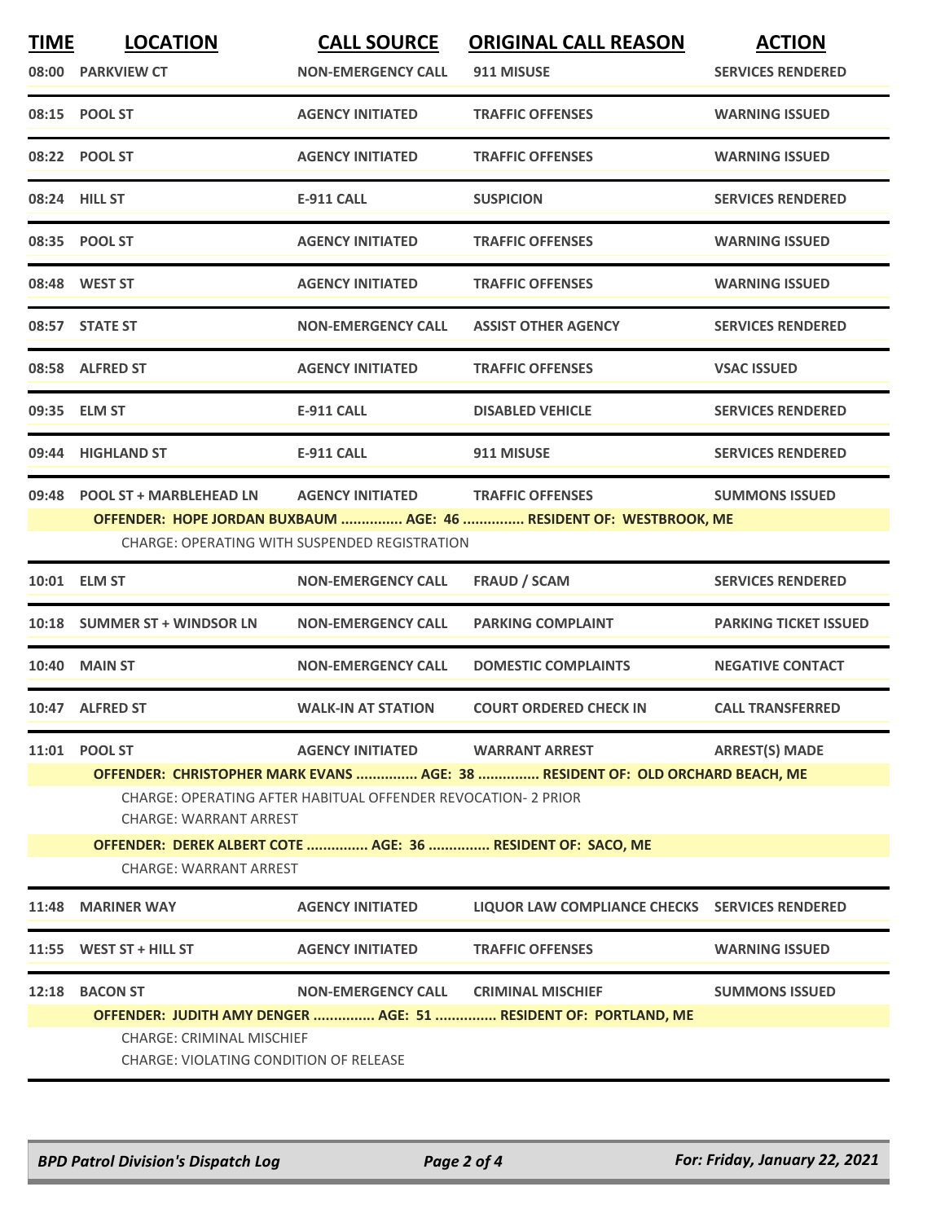| TIME | LOCATION | CALL SOURCE | ORIGINAL CALL REASON | ACTION |
|---|---|---|---|---|
| 08:00 | PARKVIEW CT | NON-EMERGENCY CALL | 911 MISUSE | SERVICES RENDERED |
| 08:15 | POOL ST | AGENCY INITIATED | TRAFFIC OFFENSES | WARNING ISSUED |
| 08:22 | POOL ST | AGENCY INITIATED | TRAFFIC OFFENSES | WARNING ISSUED |
| 08:24 | HILL ST | E-911 CALL | SUSPICION | SERVICES RENDERED |
| 08:35 | POOL ST | AGENCY INITIATED | TRAFFIC OFFENSES | WARNING ISSUED |
| 08:48 | WEST ST | AGENCY INITIATED | TRAFFIC OFFENSES | WARNING ISSUED |
| 08:57 | STATE ST | NON-EMERGENCY CALL | ASSIST OTHER AGENCY | SERVICES RENDERED |
| 08:58 | ALFRED ST | AGENCY INITIATED | TRAFFIC OFFENSES | VSAC ISSUED |
| 09:35 | ELM ST | E-911 CALL | DISABLED VEHICLE | SERVICES RENDERED |
| 09:44 | HIGHLAND ST | E-911 CALL | 911 MISUSE | SERVICES RENDERED |
| 09:48 | POOL ST + MARBLEHEAD LN | AGENCY INITIATED | TRAFFIC OFFENSES | SUMMONS ISSUED |

**OFFENDER: HOPE JORDAN BUXBAUM ............... AGE: 46 ............... RESIDENT OF: WESTBROOK, ME**

CHARGE: OPERATING WITH SUSPENDED REGISTRATION

| TIME | LOCATION | CALL SOURCE | ORIGINAL CALL REASON | ACTION |
|---|---|---|---|---|
| 10:01 | ELM ST | NON-EMERGENCY CALL | FRAUD / SCAM | SERVICES RENDERED |
| 10:18 | SUMMER ST + WINDSOR LN | NON-EMERGENCY CALL | PARKING COMPLAINT | PARKING TICKET ISSUED |
| 10:40 | MAIN ST | NON-EMERGENCY CALL | DOMESTIC COMPLAINTS | NEGATIVE CONTACT |
| 10:47 | ALFRED ST | WALK-IN AT STATION | COURT ORDERED CHECK IN | CALL TRANSFERRED |
| 11:01 | POOL ST | AGENCY INITIATED | WARRANT ARREST | ARREST(S) MADE |

**OFFENDER: CHRISTOPHER MARK EVANS ............... AGE: 38 ............... RESIDENT OF: OLD ORCHARD BEACH, ME**

CHARGE: OPERATING AFTER HABITUAL OFFENDER REVOCATION- 2 PRIOR

CHARGE: WARRANT ARREST

**OFFENDER: DEREK ALBERT COTE ............... AGE: 36 ............... RESIDENT OF: SACO, ME**

CHARGE: WARRANT ARREST

| TIME | LOCATION | CALL SOURCE | ORIGINAL CALL REASON | ACTION |
|---|---|---|---|---|
| 11:48 | MARINER WAY | AGENCY INITIATED | LIQUOR LAW COMPLIANCE CHECKS | SERVICES RENDERED |
| 11:55 | WEST ST + HILL ST | AGENCY INITIATED | TRAFFIC OFFENSES | WARNING ISSUED |
| 12:18 | BACON ST | NON-EMERGENCY CALL | CRIMINAL MISCHIEF | SUMMONS ISSUED |

**OFFENDER: JUDITH AMY DENGER ............... AGE: 51 ............... RESIDENT OF: PORTLAND, ME**

CHARGE: CRIMINAL MISCHIEF

CHARGE: VIOLATING CONDITION OF RELEASE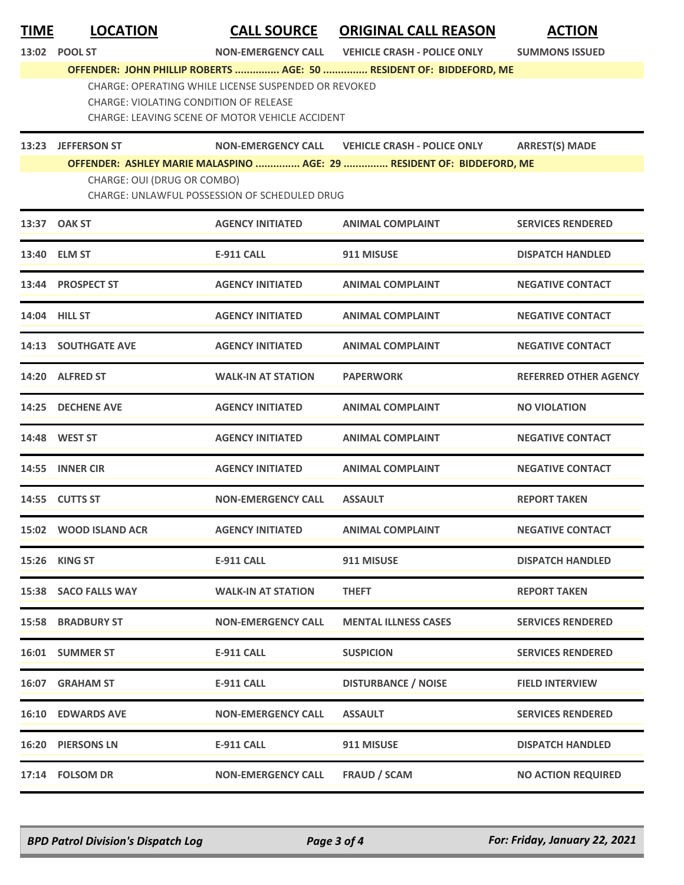| TIME | LOCATION | CALL SOURCE | ORIGINAL CALL REASON | ACTION |
|---|---|---|---|---|
| 13:02 | POOL ST | NON-EMERGENCY CALL | VEHICLE CRASH - POLICE ONLY | SUMMONS ISSUED |
| | OFFENDER: JOHN PHILLIP ROBERTS ............... AGE: 50 ............... RESIDENT OF: BIDDEFORD, ME | | | |
| | CHARGE: OPERATING WHILE LICENSE SUSPENDED OR REVOKED | | | |
| | CHARGE: VIOLATING CONDITION OF RELEASE | | | |
| | CHARGE: LEAVING SCENE OF MOTOR VEHICLE ACCIDENT | | | |
| 13:23 | JEFFERSON ST | NON-EMERGENCY CALL | VEHICLE CRASH - POLICE ONLY | ARREST(S) MADE |
| | OFFENDER: ASHLEY MARIE MALASPINO ............... AGE: 29 ............... RESIDENT OF: BIDDEFORD, ME | | | |
| | CHARGE: OUI (DRUG OR COMBO) | | | |
| | CHARGE: UNLAWFUL POSSESSION OF SCHEDULED DRUG | | | |
| 13:37 | OAK ST | AGENCY INITIATED | ANIMAL COMPLAINT | SERVICES RENDERED |
| 13:40 | ELM ST | E-911 CALL | 911 MISUSE | DISPATCH HANDLED |
| 13:44 | PROSPECT ST | AGENCY INITIATED | ANIMAL COMPLAINT | NEGATIVE CONTACT |
| 14:04 | HILL ST | AGENCY INITIATED | ANIMAL COMPLAINT | NEGATIVE CONTACT |
| 14:13 | SOUTHGATE AVE | AGENCY INITIATED | ANIMAL COMPLAINT | NEGATIVE CONTACT |
| 14:20 | ALFRED ST | WALK-IN AT STATION | PAPERWORK | REFERRED OTHER AGENCY |
| 14:25 | DECHENE AVE | AGENCY INITIATED | ANIMAL COMPLAINT | NO VIOLATION |
| 14:48 | WEST ST | AGENCY INITIATED | ANIMAL COMPLAINT | NEGATIVE CONTACT |
| 14:55 | INNER CIR | AGENCY INITIATED | ANIMAL COMPLAINT | NEGATIVE CONTACT |
| 14:55 | CUTTS ST | NON-EMERGENCY CALL | ASSAULT | REPORT TAKEN |
| 15:02 | WOOD ISLAND ACR | AGENCY INITIATED | ANIMAL COMPLAINT | NEGATIVE CONTACT |
| 15:26 | KING ST | E-911 CALL | 911 MISUSE | DISPATCH HANDLED |
| 15:38 | SACO FALLS WAY | WALK-IN AT STATION | THEFT | REPORT TAKEN |
| 15:58 | BRADBURY ST | NON-EMERGENCY CALL | MENTAL ILLNESS CASES | SERVICES RENDERED |
| 16:01 | SUMMER ST | E-911 CALL | SUSPICION | SERVICES RENDERED |
| 16:07 | GRAHAM ST | E-911 CALL | DISTURBANCE / NOISE | FIELD INTERVIEW |
| 16:10 | EDWARDS AVE | NON-EMERGENCY CALL | ASSAULT | SERVICES RENDERED |
| 16:20 | PIERSONS LN | E-911 CALL | 911 MISUSE | DISPATCH HANDLED |
| 17:14 | FOLSOM DR | NON-EMERGENCY CALL | FRAUD / SCAM | NO ACTION REQUIRED |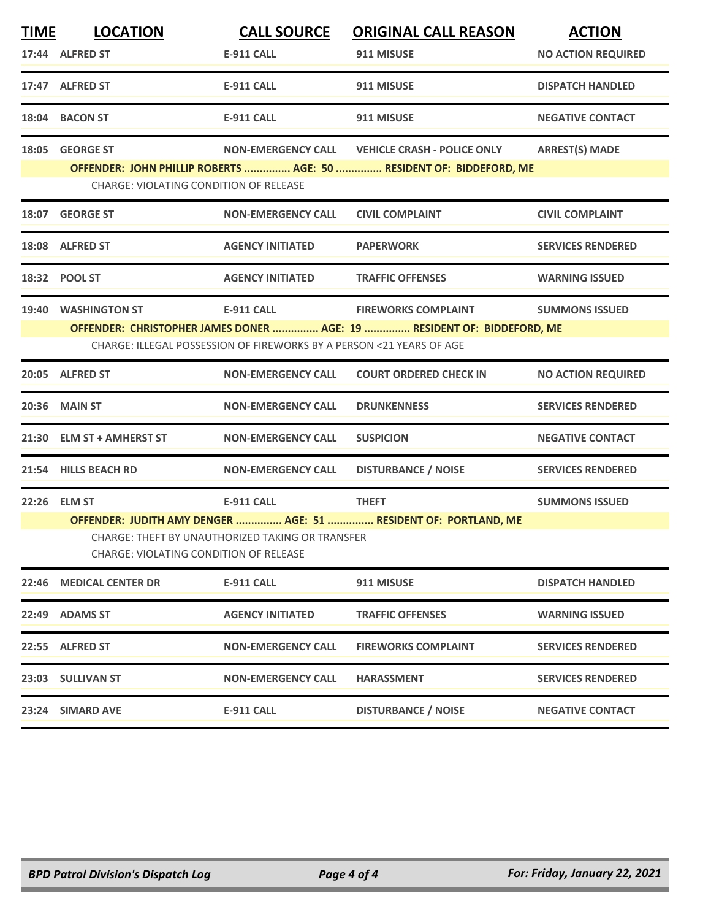| TIME | LOCATION | CALL SOURCE | ORIGINAL CALL REASON | ACTION |
|---|---|---|---|---|
| 17:44 | ALFRED ST | E-911 CALL | 911 MISUSE | NO ACTION REQUIRED |
| 17:47 | ALFRED ST | E-911 CALL | 911 MISUSE | DISPATCH HANDLED |
| 18:04 | BACON ST | E-911 CALL | 911 MISUSE | NEGATIVE CONTACT |
| 18:05 | GEORGE ST | NON-EMERGENCY CALL | VEHICLE CRASH - POLICE ONLY | ARREST(S) MADE |
| | **OFFENDER: JOHN PHILLIP ROBERTS ............... AGE: 50 ............... RESIDENT OF: BIDDEFORD, ME** | | | |
| | CHARGE: VIOLATING CONDITION OF RELEASE | | | |
| 18:07 | GEORGE ST | NON-EMERGENCY CALL | CIVIL COMPLAINT | CIVIL COMPLAINT |
| 18:08 | ALFRED ST | AGENCY INITIATED | PAPERWORK | SERVICES RENDERED |
| 18:32 | POOL ST | AGENCY INITIATED | TRAFFIC OFFENSES | WARNING ISSUED |
| 19:40 | WASHINGTON ST | E-911 CALL | FIREWORKS COMPLAINT | SUMMONS ISSUED |
| | **OFFENDER: CHRISTOPHER JAMES DONER ............... AGE: 19 ............... RESIDENT OF: BIDDEFORD, ME** | | | |
| | CHARGE: ILLEGAL POSSESSION OF FIREWORKS BY A PERSON <21 YEARS OF AGE | | | |
| 20:05 | ALFRED ST | NON-EMERGENCY CALL | COURT ORDERED CHECK IN | NO ACTION REQUIRED |
| 20:36 | MAIN ST | NON-EMERGENCY CALL | DRUNKENNESS | SERVICES RENDERED |
| 21:30 | ELM ST + AMHERST ST | NON-EMERGENCY CALL | SUSPICION | NEGATIVE CONTACT |
| 21:54 | HILLS BEACH RD | NON-EMERGENCY CALL | DISTURBANCE / NOISE | SERVICES RENDERED |
| 22:26 | ELM ST | E-911 CALL | THEFT | SUMMONS ISSUED |
| | **OFFENDER: JUDITH AMY DENGER ............... AGE: 51 ............... RESIDENT OF: PORTLAND, ME** | | | |
| | CHARGE: THEFT BY UNAUTHORIZED TAKING OR TRANSFER | | | |
| | CHARGE: VIOLATING CONDITION OF RELEASE | | | |
| 22:46 | MEDICAL CENTER DR | E-911 CALL | 911 MISUSE | DISPATCH HANDLED |
| 22:49 | ADAMS ST | AGENCY INITIATED | TRAFFIC OFFENSES | WARNING ISSUED |
| 22:55 | ALFRED ST | NON-EMERGENCY CALL | FIREWORKS COMPLAINT | SERVICES RENDERED |
| 23:03 | SULLIVAN ST | NON-EMERGENCY CALL | HARASSMENT | SERVICES RENDERED |
| 23:24 | SIMARD AVE | E-911 CALL | DISTURBANCE / NOISE | NEGATIVE CONTACT |